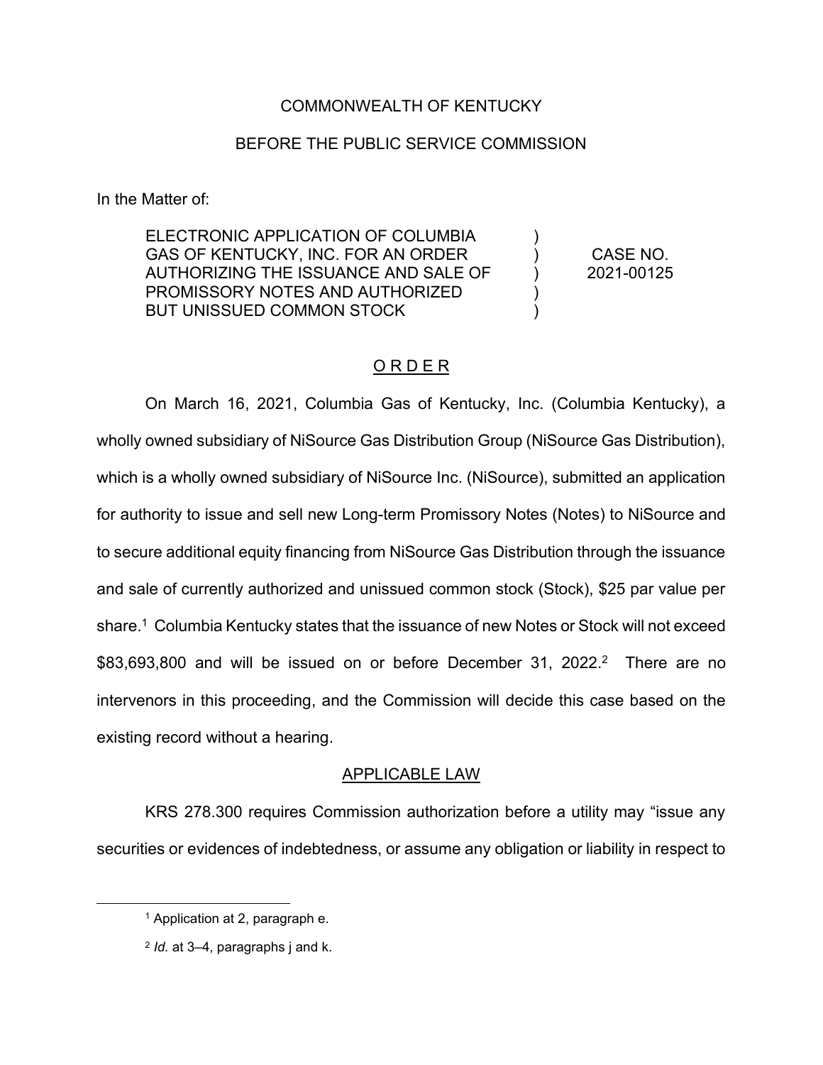COMMONWEALTH OF KENTUCKY

BEFORE THE PUBLIC SERVICE COMMISSION

In the Matter of:

| | | |
|---|---|---|
| ELECTRONIC APPLICATION OF COLUMBIA GAS OF KENTUCKY, INC. FOR AN ORDER AUTHORIZING THE ISSUANCE AND SALE OF PROMISSORY NOTES AND AUTHORIZED BUT UNISSUED COMMON STOCK | ) ) ) ) ) | CASE NO. 2021-00125 |

## ORDER

On March 16, 2021, Columbia Gas of Kentucky, Inc. (Columbia Kentucky), a wholly owned subsidiary of NiSource Gas Distribution Group (NiSource Gas Distribution), which is a wholly owned subsidiary of NiSource Inc. (NiSource), submitted an application for authority to issue and sell new Long-term Promissory Notes (Notes) to NiSource and to secure additional equity financing from NiSource Gas Distribution through the issuance and sale of currently authorized and unissued common stock (Stock), $25 par value per share.[1] Columbia Kentucky states that the issuance of new Notes or Stock will not exceed $83,693,800 and will be issued on or before December 31, 2022.[2] There are no intervenors in this proceeding, and the Commission will decide this case based on the existing record without a hearing.

### APPLICABLE LAW

KRS 278.300 requires Commission authorization before a utility may "issue any securities or evidences of indebtedness, or assume any obligation or liability in respect to

---

[1] Application at 2, paragraph e.

[2] *Id.* at 3–4, paragraphs j and k.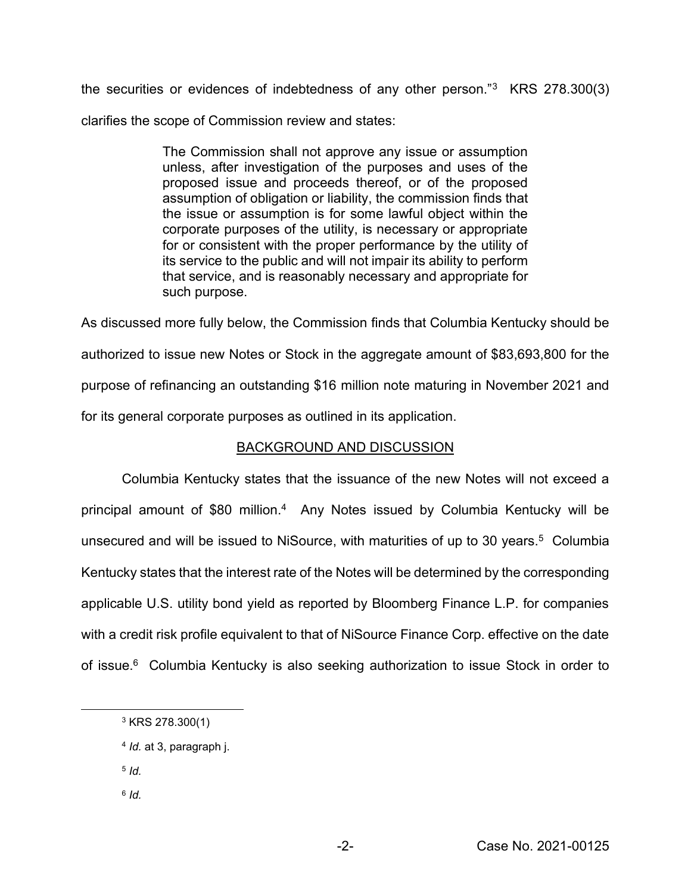the securities or evidences of indebtedness of any other person."[3] KRS 278.300(3) clarifies the scope of Commission review and states:

> The Commission shall not approve any issue or assumption unless, after investigation of the purposes and uses of the proposed issue and proceeds thereof, or of the proposed assumption of obligation or liability, the commission finds that the issue or assumption is for some lawful object within the corporate purposes of the utility, is necessary or appropriate for or consistent with the proper performance by the utility of its service to the public and will not impair its ability to perform that service, and is reasonably necessary and appropriate for such purpose.

As discussed more fully below, the Commission finds that Columbia Kentucky should be authorized to issue new Notes or Stock in the aggregate amount of $83,693,800 for the purpose of refinancing an outstanding $16 million note maturing in November 2021 and for its general corporate purposes as outlined in its application.

## BACKGROUND AND DISCUSSION

Columbia Kentucky states that the issuance of the new Notes will not exceed a principal amount of $80 million.[4] Any Notes issued by Columbia Kentucky will be unsecured and will be issued to NiSource, with maturities of up to 30 years.[5] Columbia Kentucky states that the interest rate of the Notes will be determined by the corresponding applicable U.S. utility bond yield as reported by Bloomberg Finance L.P. for companies with a credit risk profile equivalent to that of NiSource Finance Corp. effective on the date of issue.[6] Columbia Kentucky is also seeking authorization to issue Stock in order to

---

[3] KRS 278.300(1)

[4] *Id.* at 3, paragraph j.

[5] *Id.*

[6] *Id.*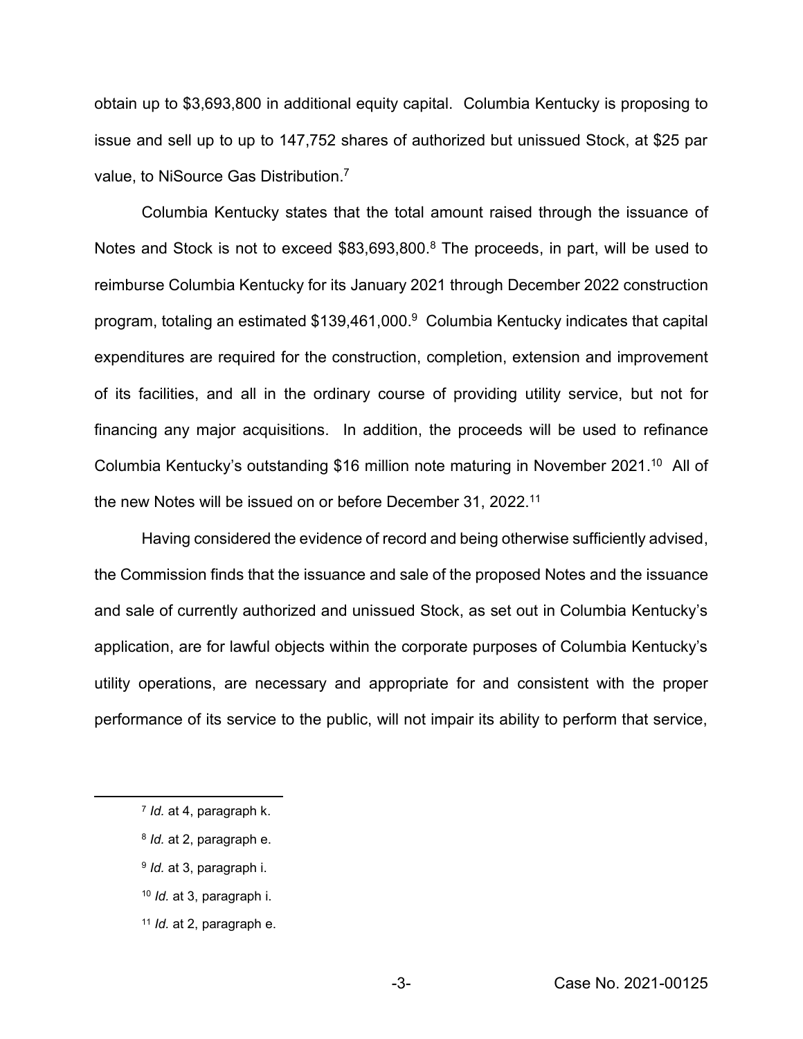obtain up to $3,693,800 in additional equity capital. Columbia Kentucky is proposing to issue and sell up to up to 147,752 shares of authorized but unissued Stock, at $25 par value, to NiSource Gas Distribution.[7]

Columbia Kentucky states that the total amount raised through the issuance of Notes and Stock is not to exceed $83,693,800.[8] The proceeds, in part, will be used to reimburse Columbia Kentucky for its January 2021 through December 2022 construction program, totaling an estimated $139,461,000.[9] Columbia Kentucky indicates that capital expenditures are required for the construction, completion, extension and improvement of its facilities, and all in the ordinary course of providing utility service, but not for financing any major acquisitions. In addition, the proceeds will be used to refinance Columbia Kentucky's outstanding $16 million note maturing in November 2021.[10] All of the new Notes will be issued on or before December 31, 2022.[11]

Having considered the evidence of record and being otherwise sufficiently advised, the Commission finds that the issuance and sale of the proposed Notes and the issuance and sale of currently authorized and unissued Stock, as set out in Columbia Kentucky's application, are for lawful objects within the corporate purposes of Columbia Kentucky's utility operations, are necessary and appropriate for and consistent with the proper performance of its service to the public, will not impair its ability to perform that service,

---

[7] *Id.* at 4, paragraph k.

[8] *Id.* at 2, paragraph e.

[9] *Id.* at 3, paragraph i.

[10] *Id.* at 3, paragraph i.

[11] *Id.* at 2, paragraph e.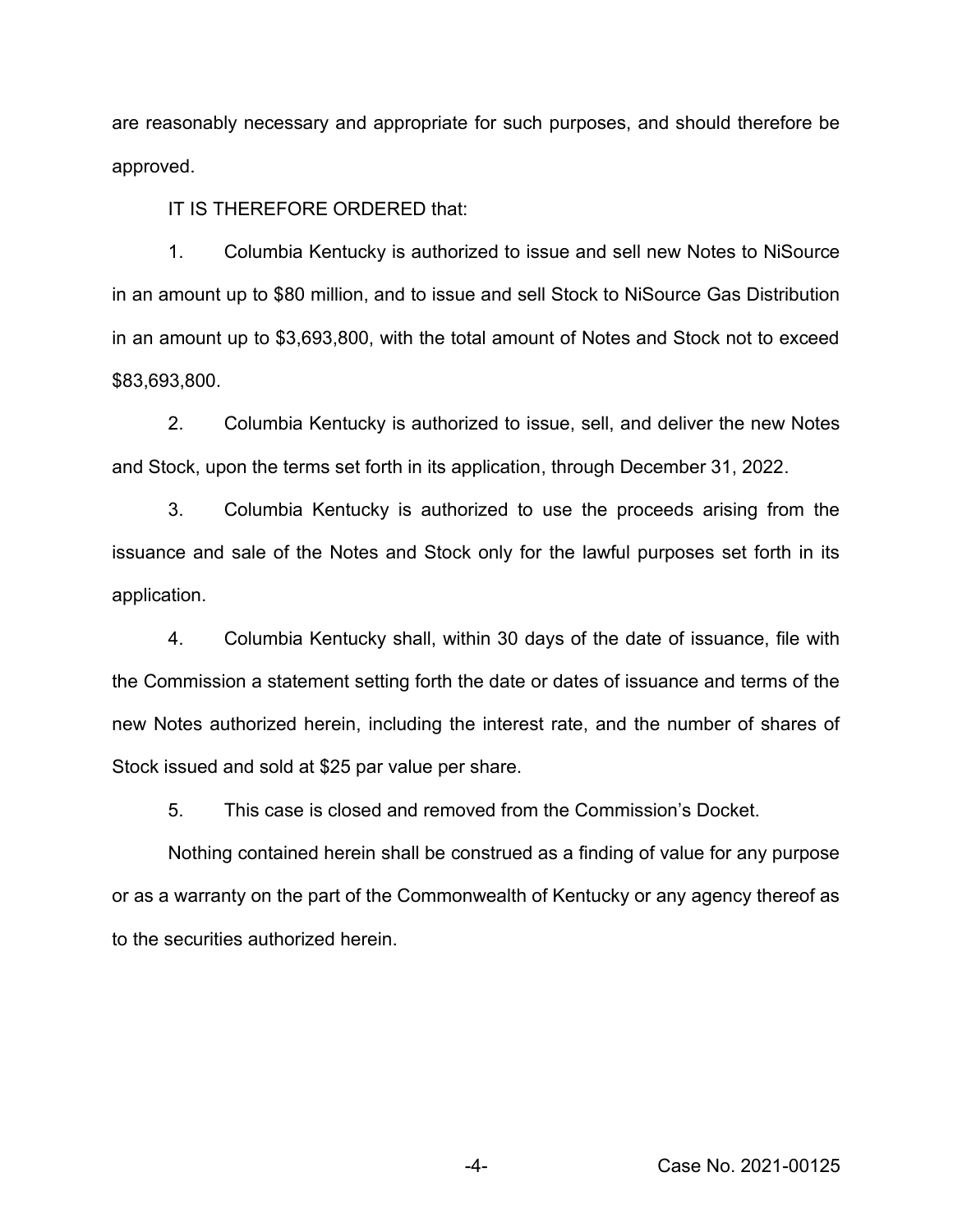are reasonably necessary and appropriate for such purposes, and should therefore be approved.

IT IS THEREFORE ORDERED that:

1. Columbia Kentucky is authorized to issue and sell new Notes to NiSource in an amount up to $80 million, and to issue and sell Stock to NiSource Gas Distribution in an amount up to $3,693,800, with the total amount of Notes and Stock not to exceed $83,693,800.

2. Columbia Kentucky is authorized to issue, sell, and deliver the new Notes and Stock, upon the terms set forth in its application, through December 31, 2022.

3. Columbia Kentucky is authorized to use the proceeds arising from the issuance and sale of the Notes and Stock only for the lawful purposes set forth in its application.

4. Columbia Kentucky shall, within 30 days of the date of issuance, file with the Commission a statement setting forth the date or dates of issuance and terms of the new Notes authorized herein, including the interest rate, and the number of shares of Stock issued and sold at $25 par value per share.

5. This case is closed and removed from the Commission's Docket.

Nothing contained herein shall be construed as a finding of value for any purpose or as a warranty on the part of the Commonwealth of Kentucky or any agency thereof as to the securities authorized herein.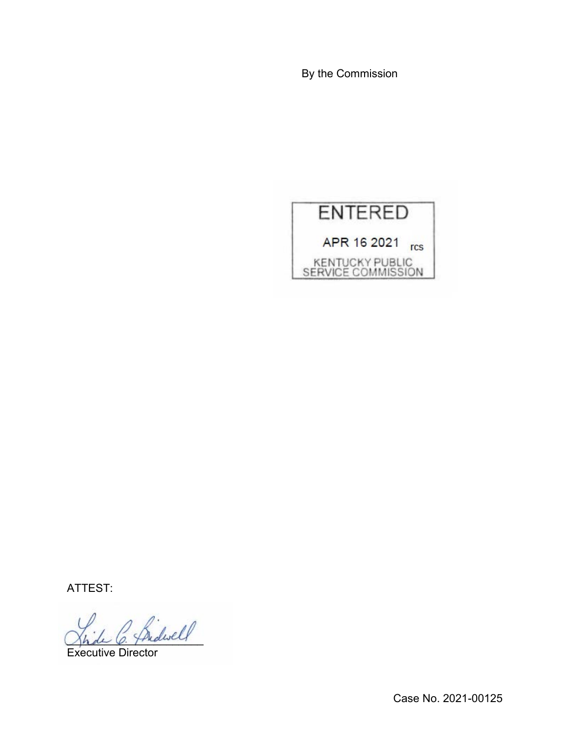By the Commission

ENTERED

APR 16 2021 rcs

KENTUCKY PUBLIC SERVICE COMMISSION

ATTEST:

Executive Director

Case No. 2021-00125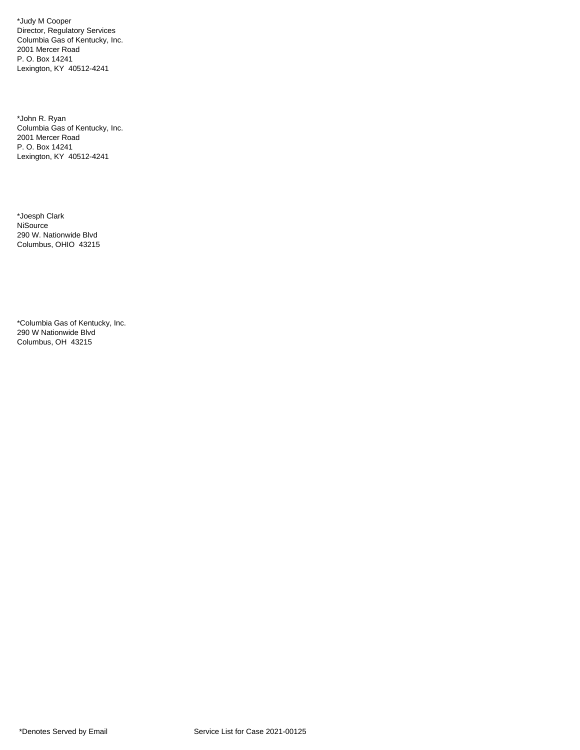*Judy M Cooper
Director, Regulatory Services
Columbia Gas of Kentucky, Inc.
2001 Mercer Road
P. O. Box 14241
Lexington, KY  40512-4241

*John R. Ryan
Columbia Gas of Kentucky, Inc.
2001 Mercer Road
P. O. Box 14241
Lexington, KY  40512-4241

*Joesph Clark
NiSource
290 W. Nationwide Blvd
Columbus, OHIO  43215

*Columbia Gas of Kentucky, Inc.
290 W Nationwide Blvd
Columbus, OH  43215

*Denotes Served by Email          Service List for Case 2021-00125